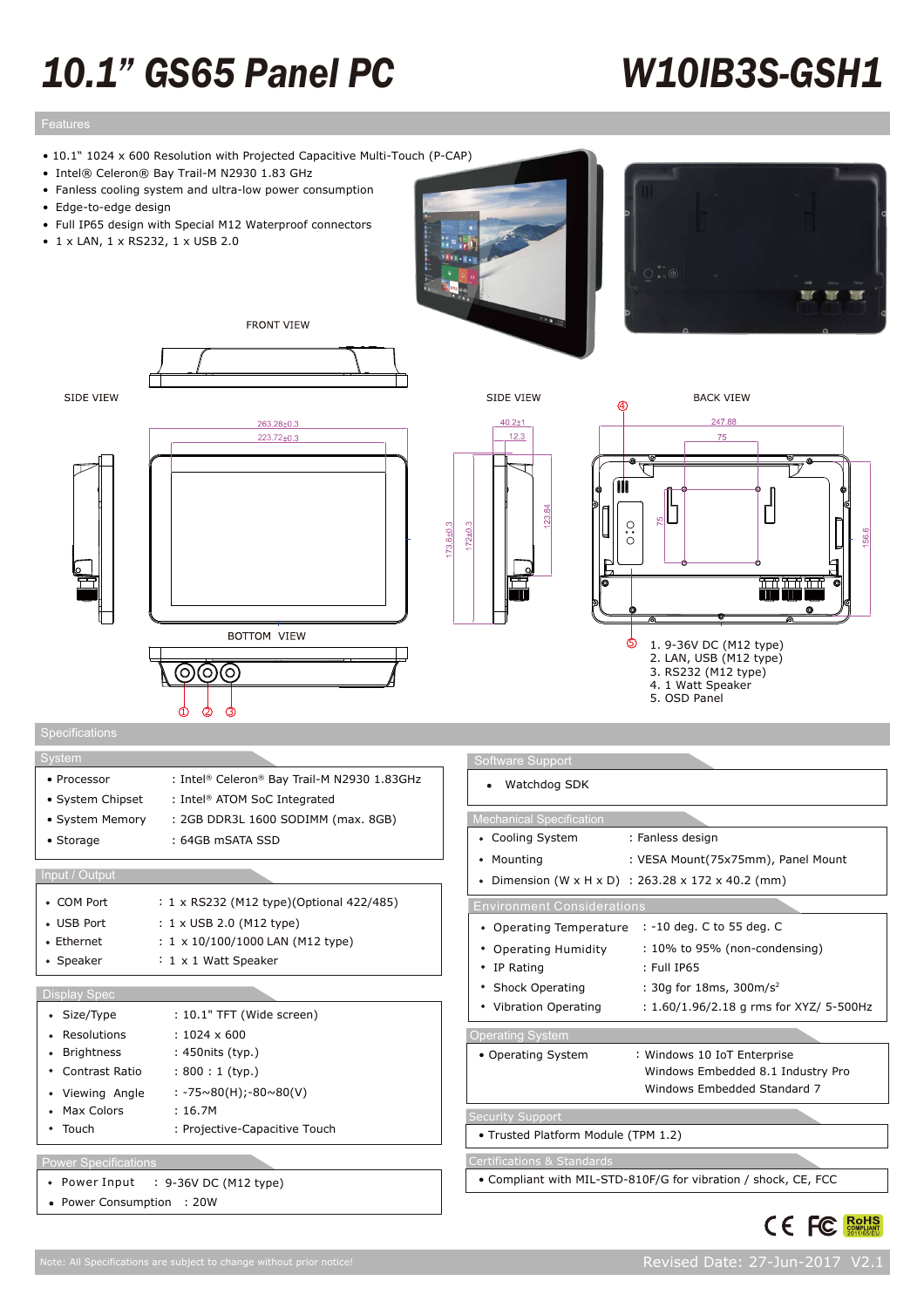# 10.1" GS65 Panel PC

# W10IB3S-GSH1

## Features

- 10.1" 1024 x 600 Resolution with Projected Capacitive Multi-Touch (P-CAP)
- Intel® Celeron® Bay Trail-M N2930 1.83 GHz
- Fanless cooling system and ultra-low power consumption
- Edge-to-edge design
- Full IP65 design with Special M12 Waterproof connectors
- 1 x LAN, 1 x RS232, 1 x USB 2.0

FRONT VIEW

SIDE VIEW

SIDE VIEW

BACK VIEW

BOTTOM VIEW

263.28±0.3
223.72±0.3
40.2±1
12.3
173.6±0.3
172±0.3
123.84
247.88
75
75
156.6

1. 9-36V DC (M12 type)
2. LAN, USB (M12 type)
3. RS232 (M12 type)
4. 1 Watt Speaker
5. OSD Panel

## Specifications

### System

| | |
|---|---|
| Processor | Intel® Celeron® Bay Trail-M N2930 1.83GHz |
| System Chipset | Intel® ATOM SoC Integrated |
| System Memory | 2GB DDR3L 1600 SODIMM (max. 8GB) |
| Storage | 64GB mSATA SSD |

### Input / Output

| | |
|---|---|
| COM Port | 1 x RS232 (M12 type)(Optional 422/485) |
| USB Port | 1 x USB 2.0 (M12 type) |
| Ethernet | 1 x 10/100/1000 LAN (M12 type) |
| Speaker | 1 x 1 Watt Speaker |

### Display Spec

| | |
|---|---|
| Size/Type | 10.1" TFT (Wide screen) |
| Resolutions | 1024 x 600 |
| Brightness | 450nits (typ.) |
| Contrast Ratio | 800 : 1 (typ.) |
| Viewing Angle | -75~80(H);-80~80(V) |
| Max Colors | 16.7M |
| Touch | Projective-Capacitive Touch |

### Power Specifications

| | |
|---|---|
| Power Input | 9-36V DC (M12 type) |
| Power Consumption | 20W |

### Software Support

- Watchdog SDK

### Mechanical Specification

| | |
|---|---|
| Cooling System | Fanless design |
| Mounting | VESA Mount(75x75mm), Panel Mount |
| Dimension (W x H x D) | 263.28 x 172 x 40.2 (mm) |

### Environment Considerations

| | |
|---|---|
| Operating Temperature | -10 deg. C to 55 deg. C |
| Operating Humidity | 10% to 95% (non-condensing) |
| IP Rating | Full IP65 |
| Shock Operating | 30g for 18ms, 300m/s$^2$ |
| Vibration Operating | 1.60/1.96/2.18 g rms for XYZ/ 5-500Hz |

### Operating System

| | |
|---|---|
| Operating System | Windows 10 IoT Enterprise<br>Windows Embedded 8.1 Industry Pro<br>Windows Embedded Standard 7 |

### Security Support

- Trusted Platform Module (TPM 1.2)

### Certifications & Standards

- Compliant with MIL-STD-810F/G for vibration / shock, CE, FCC

CE FC RoHS COMPLIANT 2011/65/EU

Note: All Specifications are subject to change without prior notice!

Revised Date: 27-Jun-2017 V2.1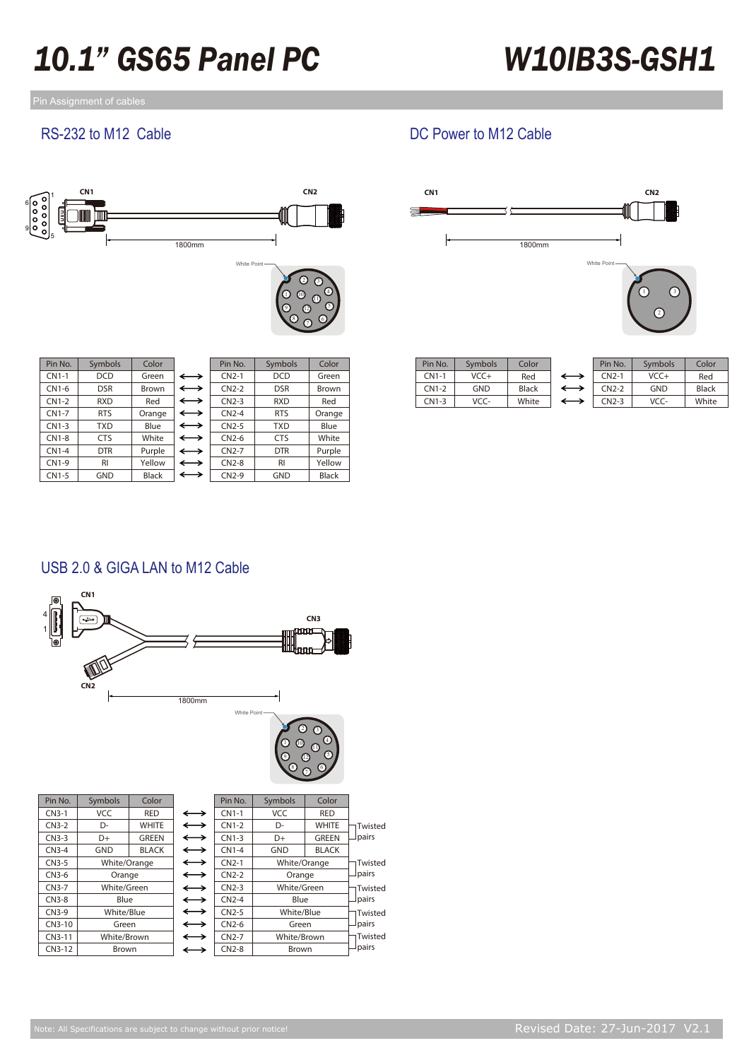# 10.1" GS65 Panel PC

# W10IB3S-GSH1

Pin Assignment of cables

## RS-232 to M12 Cable

CN1

CN2

1800mm

White Point

| Pin No. | Symbols | Color | | Pin No. | Symbols | Color |
|---|---|---|---|---|---|---|
| CN1-1 | DCD | Green | ⟷ | CN2-1 | DCD | Green |
| CN1-6 | DSR | Brown | ⟷ | CN2-2 | DSR | Brown |
| CN1-2 | RXD | Red | ⟷ | CN2-3 | RXD | Red |
| CN1-7 | RTS | Orange | ⟷ | CN2-4 | RTS | Orange |
| CN1-3 | TXD | Blue | ⟷ | CN2-5 | TXD | Blue |
| CN1-8 | CTS | White | ⟷ | CN2-6 | CTS | White |
| CN1-4 | DTR | Purple | ⟷ | CN2-7 | DTR | Purple |
| CN1-9 | RI | Yellow | ⟷ | CN2-8 | RI | Yellow |
| CN1-5 | GND | Black | ⟷ | CN2-9 | GND | Black |

## DC Power to M12 Cable

CN1

CN2

1800mm

White Point

| Pin No. | Symbols | Color | | Pin No. | Symbols | Color |
|---|---|---|---|---|---|---|
| CN1-1 | VCC+ | Red | ⟷ | CN2-1 | VCC+ | Red |
| CN1-2 | GND | Black | ⟷ | CN2-2 | GND | Black |
| CN1-3 | VCC- | White | ⟷ | CN2-3 | VCC- | White |

## USB 2.0 & GIGA LAN to M12 Cable

CN1

CN3

CN2

1800mm

White Point

| Pin No. | Symbols | Color | | Pin No. | Symbols | Color | |
|---|---|---|---|---|---|---|---|
| CN3-1 | VCC | RED | ⟷ | CN1-1 | VCC | RED | |
| CN3-2 | D- | WHITE | ⟷ | CN1-2 | D- | WHITE | Twisted pairs |
| CN3-3 | D+ | GREEN | ⟷ | CN1-3 | D+ | GREEN | |
| CN3-4 | GND | BLACK | ⟷ | CN1-4 | GND | BLACK | |
| CN3-5 | White/Orange | | ⟷ | CN2-1 | White/Orange | | Twisted pairs |
| CN3-6 | Orange | | ⟷ | CN2-2 | Orange | | |
| CN3-7 | White/Green | | ⟷ | CN2-3 | White/Green | | Twisted pairs |
| CN3-8 | Blue | | ⟷ | CN2-4 | Blue | | |
| CN3-9 | White/Blue | | ⟷ | CN2-5 | White/Blue | | Twisted pairs |
| CN3-10 | Green | | ⟷ | CN2-6 | Green | | |
| CN3-11 | White/Brown | | ⟷ | CN2-7 | White/Brown | | Twisted pairs |
| CN3-12 | Brown | | ⟷ | CN2-8 | Brown | | |

Note: All Specifications are subject to change without prior notice!

Revised Date: 27-Jun-2017 V2.1